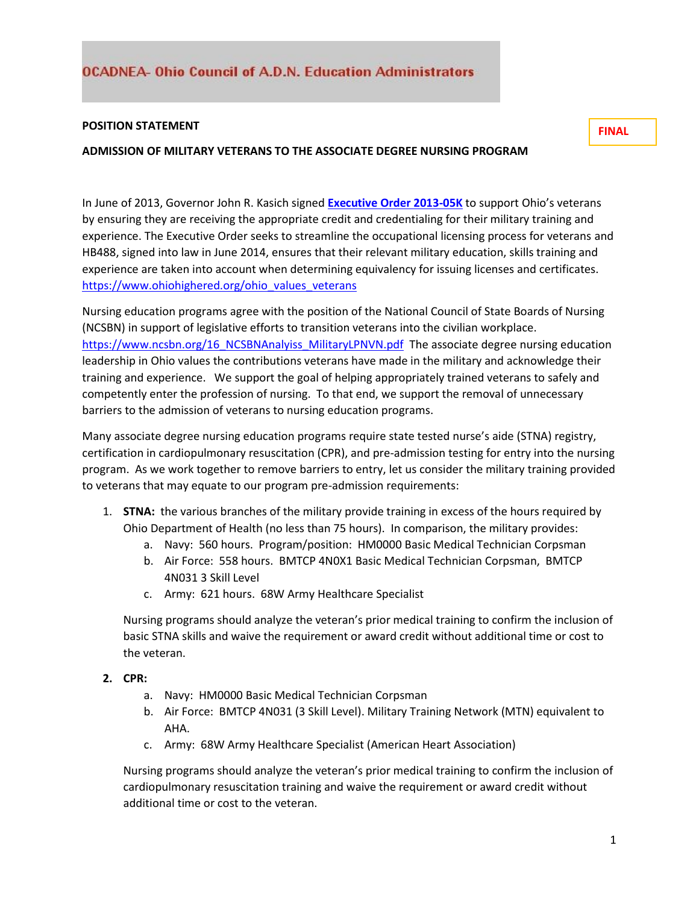OCADNEA- Ohio Council of A.D.N. Education Administrators

**POSITION STATEMENT**

**FINAL**

**ADMISSION OF MILITARY VETERANS TO THE ASSOCIATE DEGREE NURSING PROGRAM**

In June of 2013, Governor John R. Kasich signed **Executive Order 2013-05K** to support Ohio's veterans by ensuring they are receiving the appropriate credit and credentialing for their military training and experience. The Executive Order seeks to streamline the occupational licensing process for veterans and HB488, signed into law in June 2014, ensures that their relevant military education, skills training and experience are taken into account when determining equivalency for issuing licenses and certificates. https://www.ohiohighered.org/ohio_values_veterans

Nursing education programs agree with the position of the National Council of State Boards of Nursing (NCSBN) in support of legislative efforts to transition veterans into the civilian workplace. https://www.ncsbn.org/16_NCSBNAnalyiss_MilitaryLPNVN.pdf The associate degree nursing education leadership in Ohio values the contributions veterans have made in the military and acknowledge their training and experience. We support the goal of helping appropriately trained veterans to safely and competently enter the profession of nursing. To that end, we support the removal of unnecessary barriers to the admission of veterans to nursing education programs.

Many associate degree nursing education programs require state tested nurse's aide (STNA) registry, certification in cardiopulmonary resuscitation (CPR), and pre-admission testing for entry into the nursing program. As we work together to remove barriers to entry, let us consider the military training provided to veterans that may equate to our program pre-admission requirements:

1. **STNA:** the various branches of the military provide training in excess of the hours required by Ohio Department of Health (no less than 75 hours). In comparison, the military provides:
   a. Navy: 560 hours. Program/position: HM0000 Basic Medical Technician Corpsman
   b. Air Force: 558 hours. BMTCP 4N0X1 Basic Medical Technician Corpsman, BMTCP 4N031 3 Skill Level
   c. Army: 621 hours. 68W Army Healthcare Specialist

   Nursing programs should analyze the veteran's prior medical training to confirm the inclusion of basic STNA skills and waive the requirement or award credit without additional time or cost to the veteran.

2. **CPR:**
   a. Navy: HM0000 Basic Medical Technician Corpsman
   b. Air Force: BMTCP 4N031 (3 Skill Level). Military Training Network (MTN) equivalent to AHA.
   c. Army: 68W Army Healthcare Specialist (American Heart Association)

   Nursing programs should analyze the veteran's prior medical training to confirm the inclusion of cardiopulmonary resuscitation training and waive the requirement or award credit without additional time or cost to the veteran.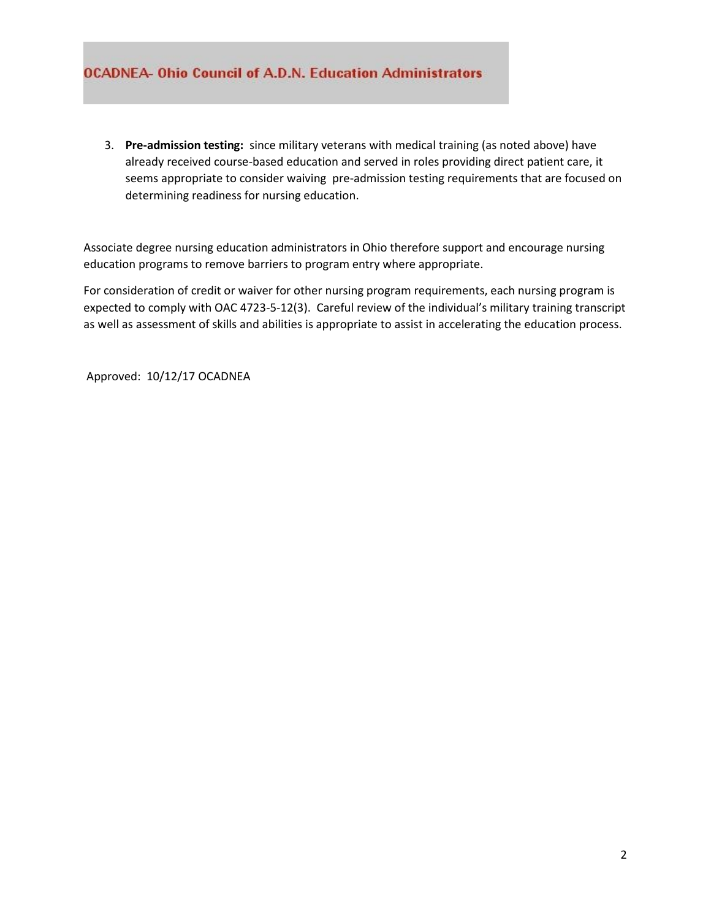3. **Pre-admission testing:** since military veterans with medical training (as noted above) have already received course-based education and served in roles providing direct patient care, it seems appropriate to consider waiving pre-admission testing requirements that are focused on determining readiness for nursing education.

Associate degree nursing education administrators in Ohio therefore support and encourage nursing education programs to remove barriers to program entry where appropriate.

For consideration of credit or waiver for other nursing program requirements, each nursing program is expected to comply with OAC 4723-5-12(3). Careful review of the individual's military training transcript as well as assessment of skills and abilities is appropriate to assist in accelerating the education process.

Approved: 10/12/17 OCADNEA